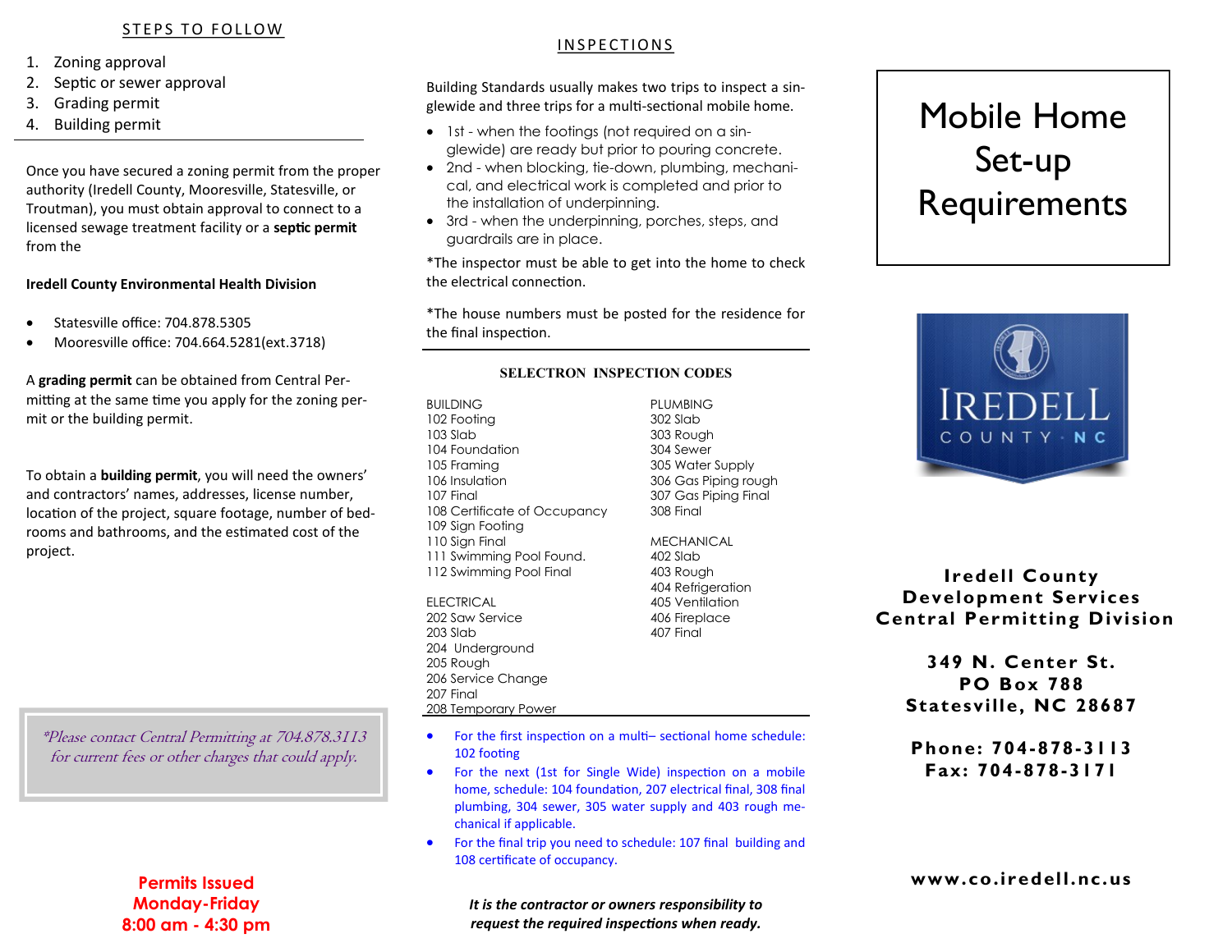## STEPS TO FOLLOW

1. Zoning approval
2. Septic or sewer approval
3. Grading permit
4. Building permit

Once you have secured a zoning permit from the proper authority (Iredell County, Mooresville, Statesville, or Troutman), you must obtain approval to connect to a licensed sewage treatment facility or a **septic permit** from the

**Iredell County Environmental Health Division**

- Statesville office: 704.878.5305
- Mooresville office: 704.664.5281(ext.3718)

A **grading permit** can be obtained from Central Permitting at the same time you apply for the zoning permit or the building permit.

To obtain a **building permit**, you will need the owners' and contractors' names, addresses, license number, location of the project, square footage, number of bedrooms and bathrooms, and the estimated cost of the project.

*\*Please contact Central Permitting at 704.878.3113 for current fees or other charges that could apply.*

**Permits Issued**
**Monday-Friday**
**8:00 am - 4:30 pm**

## INSPECTIONS

Building Standards usually makes two trips to inspect a singlewide and three trips for a multi-sectional mobile home.

- 1st - when the footings (not required on a singlewide) are ready but prior to pouring concrete.
- 2nd - when blocking, tie-down, plumbing, mechanical, and electrical work is completed and prior to the installation of underpinning.
- 3rd - when the underpinning, porches, steps, and guardrails are in place.

\*The inspector must be able to get into the home to check the electrical connection.

\*The house numbers must be posted for the residence for the final inspection.

### SELECTRON INSPECTION CODES

BUILDING
102 Footing
103 Slab
104 Foundation
105 Framing
106 Insulation
107 Final
108 Certificate of Occupancy
109 Sign Footing
110 Sign Final
111 Swimming Pool Found.
112 Swimming Pool Final

ELECTRICAL
202 Saw Service
203 Slab
204 Underground
205 Rough
206 Service Change
207 Final
208 Temporary Power

PLUMBING
302 Slab
303 Rough
304 Sewer
305 Water Supply
306 Gas Piping rough
307 Gas Piping Final
308 Final

MECHANICAL
402 Slab
403 Rough
404 Refrigeration
405 Ventilation
406 Fireplace
407 Final

- For the first inspection on a multi– sectional home schedule: 102 footing
- For the next (1st for Single Wide) inspection on a mobile home, schedule: 104 foundation, 207 electrical final, 308 final plumbing, 304 sewer, 305 water supply and 403 rough mechanical if applicable.
- For the final trip you need to schedule: 107 final building and 108 certificate of occupancy.

***It is the contractor or owners responsibility to request the required inspections when ready.***

# Mobile Home Set-up Requirements

IREDELL COUNTY · NC

**Iredell County**
**Development Services**
**Central Permitting Division**

**349 N. Center St.**
**PO Box 788**
**Statesville, NC 28687**

**Phone: 704-878-3113**
**Fax: 704-878-3171**

**www.co.iredell.nc.us**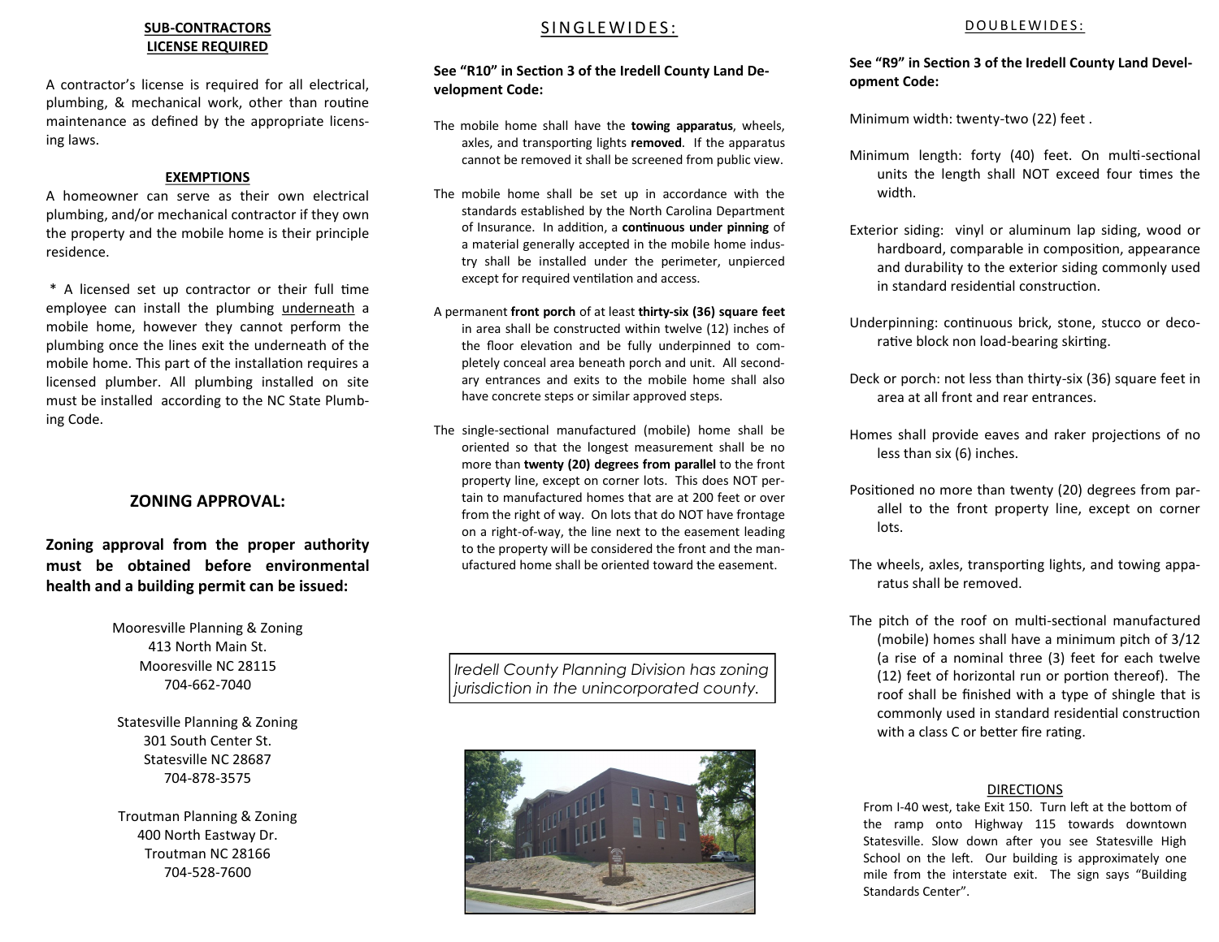**SUB-CONTRACTORS**
**LICENSE REQUIRED**

A contractor's license is required for all electrical, plumbing, & mechanical work, other than routine maintenance as defined by the appropriate licensing laws.

**EXEMPTIONS**

A homeowner can serve as their own electrical plumbing, and/or mechanical contractor if they own the property and the mobile home is their principle residence.

* A licensed set up contractor or their full time employee can install the plumbing underneath a mobile home, however they cannot perform the plumbing once the lines exit the underneath of the mobile home. This part of the installation requires a licensed plumber. All plumbing installed on site must be installed according to the NC State Plumbing Code.

## ZONING APPROVAL:

**Zoning approval from the proper authority must be obtained before environmental health and a building permit can be issued:**

Mooresville Planning & Zoning
413 North Main St.
Mooresville NC 28115
704-662-7040

Statesville Planning & Zoning
301 South Center St.
Statesville NC 28687
704-878-3575

Troutman Planning & Zoning
400 North Eastway Dr.
Troutman NC 28166
704-528-7600

## SINGLEWIDES:

**See "R10" in Section 3 of the Iredell County Land Development Code:**

The mobile home shall have the **towing apparatus**, wheels, axles, and transporting lights **removed**. If the apparatus cannot be removed it shall be screened from public view.

The mobile home shall be set up in accordance with the standards established by the North Carolina Department of Insurance. In addition, a **continuous under pinning** of a material generally accepted in the mobile home industry shall be installed under the perimeter, unpierced except for required ventilation and access.

A permanent **front porch** of at least **thirty-six (36) square feet** in area shall be constructed within twelve (12) inches of the floor elevation and be fully underpinned to completely conceal area beneath porch and unit. All secondary entrances and exits to the mobile home shall also have concrete steps or similar approved steps.

The single-sectional manufactured (mobile) home shall be oriented so that the longest measurement shall be no more than **twenty (20) degrees from parallel** to the front property line, except on corner lots. This does NOT pertain to manufactured homes that are at 200 feet or over from the right of way. On lots that do NOT have frontage on a right-of-way, the line next to the easement leading to the property will be considered the front and the manufactured home shall be oriented toward the easement.

*Iredell County Planning Division has zoning jurisdiction in the unincorporated county.*

## DOUBLEWIDES:

**See "R9" in Section 3 of the Iredell County Land Development Code:**

Minimum width: twenty-two (22) feet .

Minimum length: forty (40) feet. On multi-sectional units the length shall NOT exceed four times the width.

Exterior siding: vinyl or aluminum lap siding, wood or hardboard, comparable in composition, appearance and durability to the exterior siding commonly used in standard residential construction.

Underpinning: continuous brick, stone, stucco or decorative block non load-bearing skirting.

Deck or porch: not less than thirty-six (36) square feet in area at all front and rear entrances.

Homes shall provide eaves and raker projections of no less than six (6) inches.

Positioned no more than twenty (20) degrees from parallel to the front property line, except on corner lots.

The wheels, axles, transporting lights, and towing apparatus shall be removed.

The pitch of the roof on multi-sectional manufactured (mobile) homes shall have a minimum pitch of 3/12 (a rise of a nominal three (3) feet for each twelve (12) feet of horizontal run or portion thereof). The roof shall be finished with a type of shingle that is commonly used in standard residential construction with a class C or better fire rating.

**DIRECTIONS**

From I-40 west, take Exit 150. Turn left at the bottom of the ramp onto Highway 115 towards downtown Statesville. Slow down after you see Statesville High School on the left. Our building is approximately one mile from the interstate exit. The sign says "Building Standards Center".